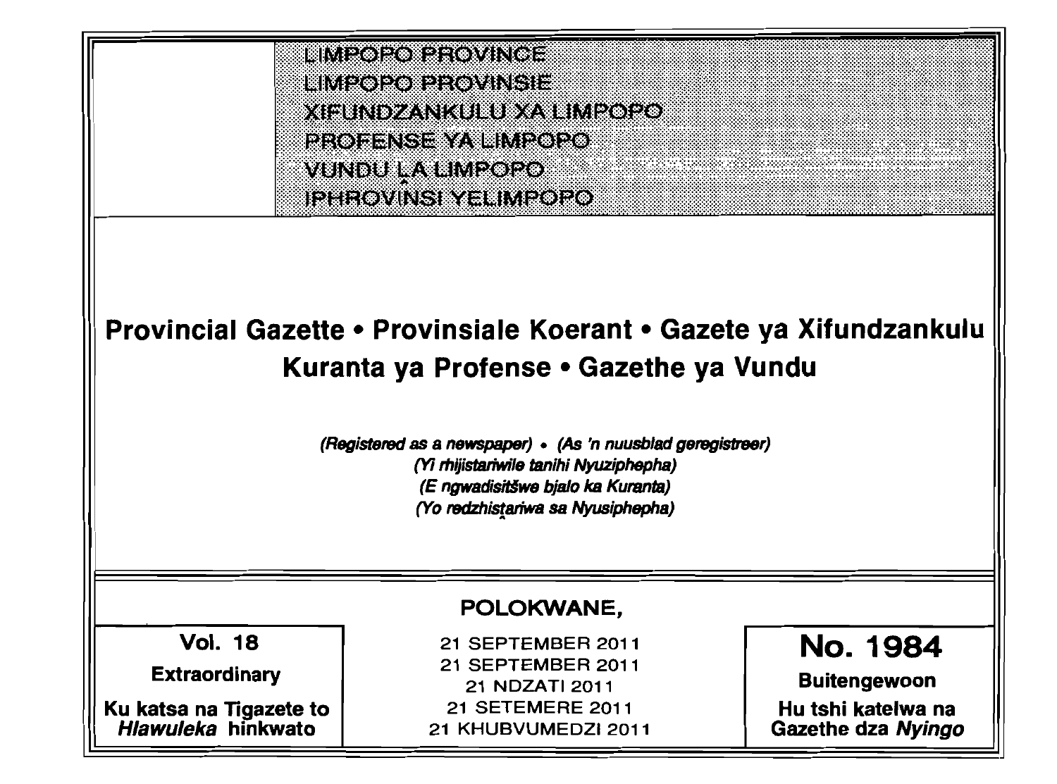LIMPOPO PROVINCE
LIMPOPO PROVINSIE
XIFUNDZANKULU XA LIMPOPO
PROFENSE YA LIMPOPO
VUNDU LA LIMPOPO
IPHROVINSI YELIMPOPO

# Provincial Gazette • Provinsiale Koerant • Gazete ya Xifundzankulu Kuranta ya Profense • Gazethe ya Vundu

*(Registered as a newspaper)* • *(As 'n nuusblad geregistreer)*
*(Yi rhijistariwile tanihi Nyuziphepha)*
*(E ngwadisitšwe bjalo ka Kuranta)*
*(Yo redzhistariwa sa Nyusiphepha)*

**POLOKWANE,**

| **Vol. 18** | 21 SEPTEMBER 2011 | **No. 1984** |
|---|---|---|
| **Extraordinary** | 21 SEPTEMBER 2011 | **Buitengewoon** |
| **Ku katsa na Tigazete to *Hlawuleka* hinkwato** | 21 NDZATI 2011 | **Hu tshi katelwa na Gazethe dza *Nyingo*** |
| | 21 SETEMERE 2011 | |
| | 21 KHUBVUMEDZI 2011 | |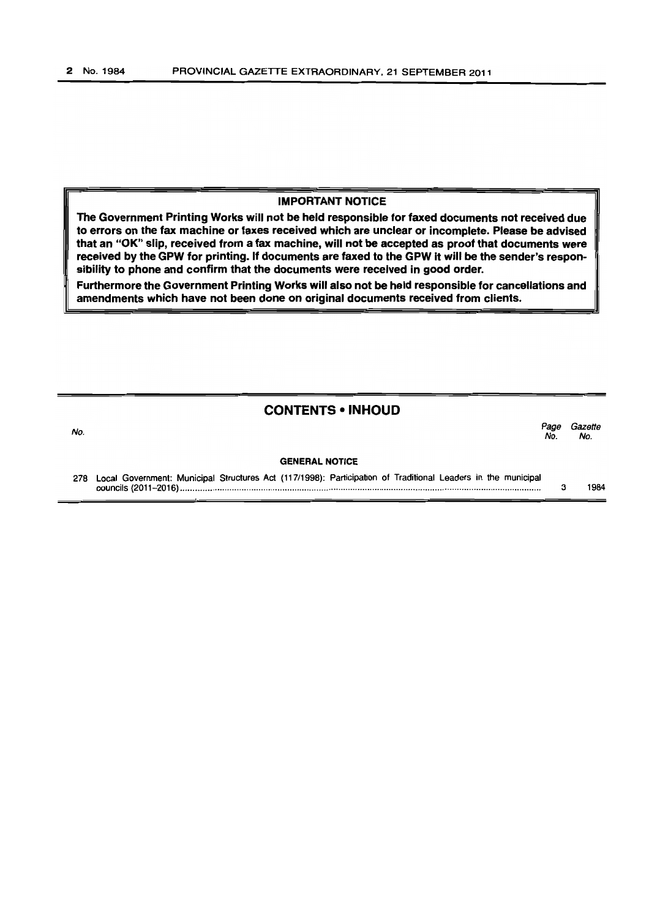**IMPORTANT NOTICE**

**The Government Printing Works will not be held responsible for faxed documents not received due to errors on the fax machine or faxes received which are unclear or incomplete. Please be advised that an "OK" slip, received from a fax machine, will not be accepted as proof that documents were received by the GPW for printing. If documents are faxed to the GPW it will be the sender's responsibility to phone and confirm that the documents were received in good order.**

**Furthermore the Government Printing Works will also not be held responsible for cancellations and amendments which have not been done on original documents received from clients.**

## CONTENTS • INHOUD

| No. | | Page No. | Gazette No. |
|---|---|---|---|
| | **GENERAL NOTICE** | | |
| 278 | Local Government: Municipal Structures Act (117/1998): Participation of Traditional Leaders in the municipal councils (2011–2016) | 3 | 1984 |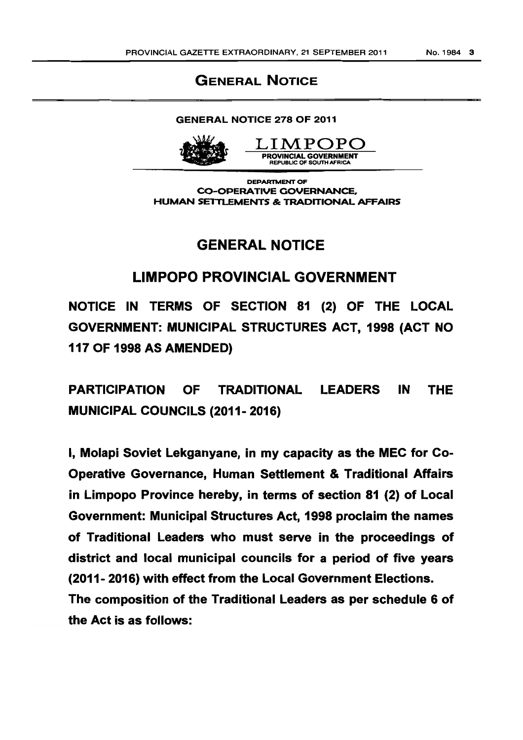# GENERAL NOTICE

**GENERAL NOTICE 278 OF 2011**

LIMPOPO
PROVINCIAL GOVERNMENT
REPUBLIC OF SOUTH AFRICA

DEPARTMENT OF
CO-OPERATIVE GOVERNANCE,
HUMAN SETTLEMENTS & TRADITIONAL AFFAIRS

## GENERAL NOTICE

## LIMPOPO PROVINCIAL GOVERNMENT

**NOTICE IN TERMS OF SECTION 81 (2) OF THE LOCAL GOVERNMENT: MUNICIPAL STRUCTURES ACT, 1998 (ACT NO 117 OF 1998 AS AMENDED)**

**PARTICIPATION OF TRADITIONAL LEADERS IN THE MUNICIPAL COUNCILS (2011- 2016)**

**I, Molapi Soviet Lekganyane, in my capacity as the MEC for Co-Operative Governance, Human Settlement & Traditional Affairs in Limpopo Province hereby, in terms of section 81 (2) of Local Government: Municipal Structures Act, 1998 proclaim the names of Traditional Leaders who must serve in the proceedings of district and local municipal councils for a period of five years (2011- 2016) with effect from the Local Government Elections.**
**The composition of the Traditional Leaders as per schedule 6 of the Act is as follows:**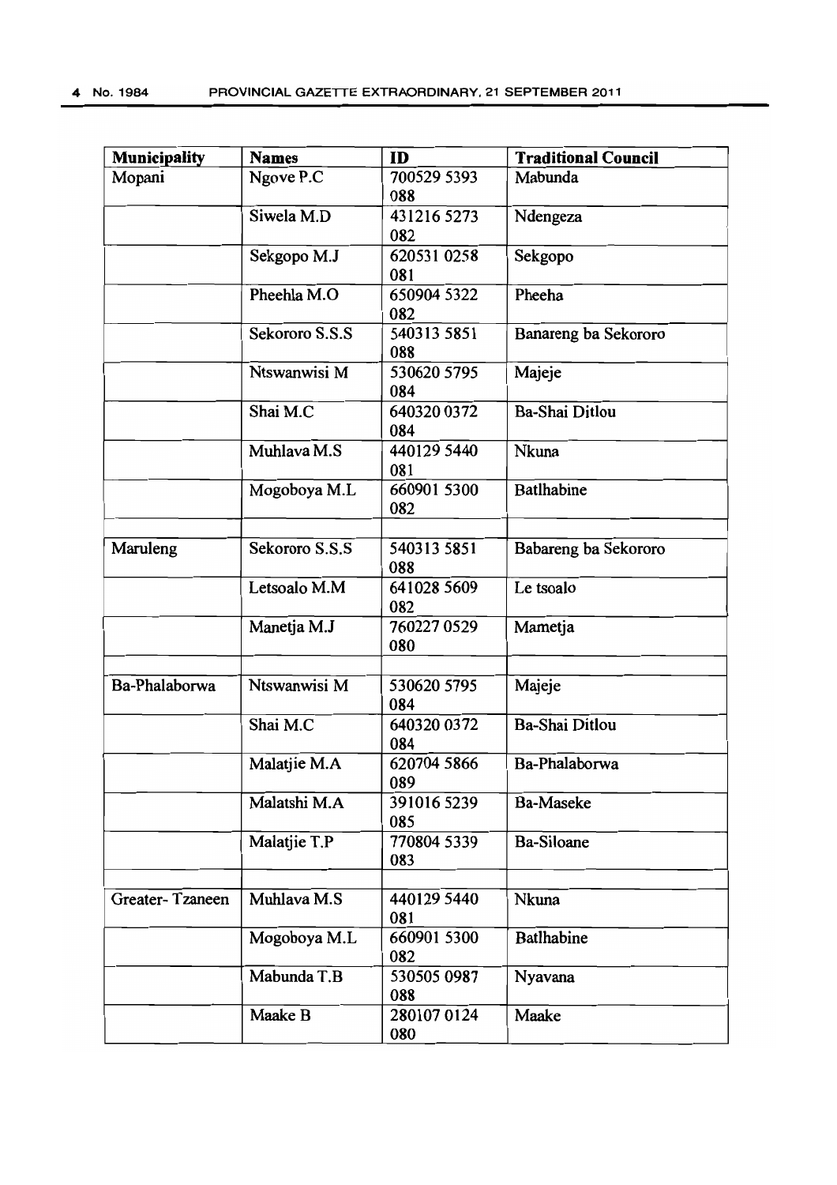| Municipality | Names | ID | Traditional Council |
|---|---|---|---|
| Mopani | Ngove P.C | 700529 5393 088 | Mabunda |
| | Siwela M.D | 431216 5273 082 | Ndengeza |
| | Sekgopo M.J | 620531 0258 081 | Sekgopo |
| | Pheehla M.O | 650904 5322 082 | Pheeha |
| | Sekororo S.S.S | 540313 5851 088 | Banareng ba Sekororo |
| | Ntswanwisi M | 530620 5795 084 | Majeje |
| | Shai M.C | 640320 0372 084 | Ba-Shai Ditlou |
| | Muhlava M.S | 440129 5440 081 | Nkuna |
| | Mogoboya M.L | 660901 5300 082 | Batlhabine |
| | | | |
| Maruleng | Sekororo S.S.S | 540313 5851 088 | Babareng ba Sekororo |
| | Letsoalo M.M | 641028 5609 082 | Le tsoalo |
| | Manetja M.J | 760227 0529 080 | Mametja |
| | | | |
| Ba-Phalaborwa | Ntswanwisi M | 530620 5795 084 | Majeje |
| | Shai M.C | 640320 0372 084 | Ba-Shai Ditlou |
| | Malatjie M.A | 620704 5866 089 | Ba-Phalaborwa |
| | Malatshi M.A | 391016 5239 085 | Ba-Maseke |
| | Malatjie T.P | 770804 5339 083 | Ba-Siloane |
| | | | |
| Greater- Tzaneen | Muhlava M.S | 440129 5440 081 | Nkuna |
| | Mogoboya M.L | 660901 5300 082 | Batlhabine |
| | Mabunda T.B | 530505 0987 088 | Nyavana |
| | Maake B | 280107 0124 080 | Maake |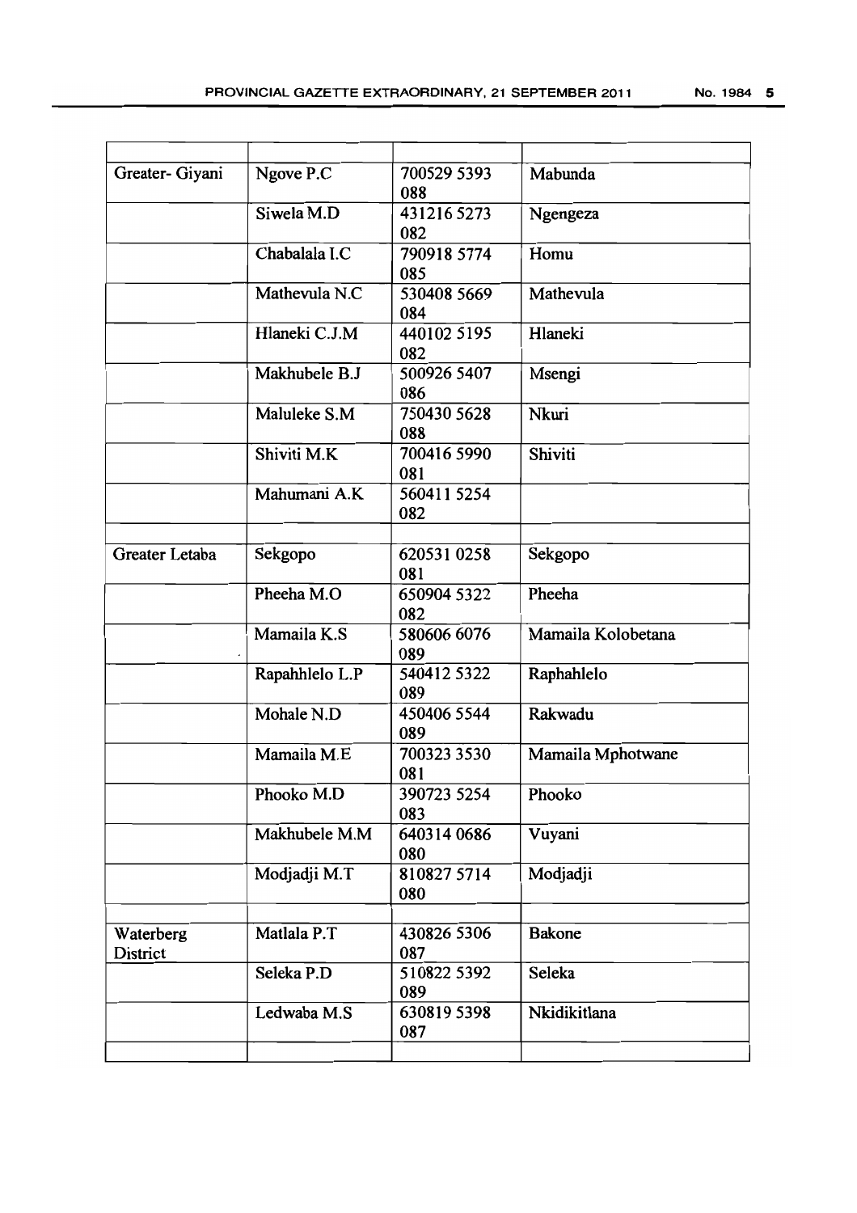| | | | |
|---|---|---|---|
| Greater- Giyani | Ngove P.C | 700529 5393 088 | Mabunda |
| | Siwela M.D | 431216 5273 082 | Ngengeza |
| | Chabalala I.C | 790918 5774 085 | Homu |
| | Mathevula N.C | 530408 5669 084 | Mathevula |
| | Hlaneki C.J.M | 440102 5195 082 | Hlaneki |
| | Makhubele B.J | 500926 5407 086 | Msengi |
| | Maluleke S.M | 750430 5628 088 | Nkuri |
| | Shiviti M.K | 700416 5990 081 | Shiviti |
| | Mahumani A.K | 560411 5254 082 | |
| | | | |
| Greater Letaba | Sekgopo | 620531 0258 081 | Sekgopo |
| | Pheeha M.O | 650904 5322 082 | Pheeha |
| | Mamaila K.S | 580606 6076 089 | Mamaila Kolobetana |
| | Rapahhlelo L.P | 540412 5322 089 | Raphahlelo |
| | Mohale N.D | 450406 5544 089 | Rakwadu |
| | Mamaila M.E | 700323 3530 081 | Mamaila Mphotwane |
| | Phooko M.D | 390723 5254 083 | Phooko |
| | Makhubele M.M | 640314 0686 080 | Vuyani |
| | Modjadji M.T | 810827 5714 080 | Modjadji |
| | | | |
| Waterberg District | Matlala P.T | 430826 5306 087 | Bakone |
| | Seleka P.D | 510822 5392 089 | Seleka |
| | Ledwaba M.S | 630819 5398 087 | Nkidikitlana |
| | | | |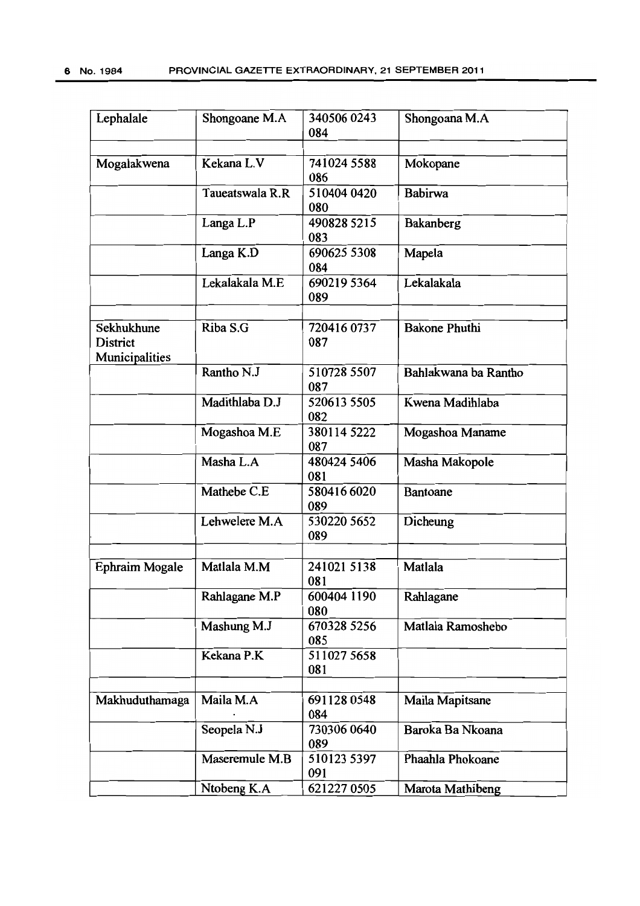| Lephalale | Shongoane M.A | 340506 0243 084 | Shongoana M.A |
|---|---|---|---|
| | | | |
| Mogalakwena | Kekana L.V | 741024 5588 086 | Mokopane |
| | Taueatswala R.R | 510404 0420 080 | Babirwa |
| | Langa L.P | 490828 5215 083 | Bakanberg |
| | Langa K.D | 690625 5308 084 | Mapela |
| | Lekalakala M.E | 690219 5364 089 | Lekalakala |
| | | | |
| Sekhukhune District Municipalities | Riba S.G | 720416 0737 087 | Bakone Phuthi |
| | Rantho N.J | 510728 5507 087 | Bahlakwana ba Rantho |
| | Madithlaba D.J | 520613 5505 082 | Kwena Madihlaba |
| | Mogashoa M.E | 380114 5222 087 | Mogashoa Maname |
| | Masha L.A | 480424 5406 081 | Masha Makopole |
| | Mathebe C.E | 580416 6020 089 | Bantoane |
| | Lehwelere M.A | 530220 5652 089 | Dicheung |
| | | | |
| Ephraim Mogale | Matlala M.M | 241021 5138 081 | Matlala |
| | Rahlagane M.P | 600404 1190 080 | Rahlagane |
| | Mashung M.J | 670328 5256 085 | Matlala Ramoshebo |
| | Kekana P.K | 511027 5658 081 | |
| | | | |
| Makhuduthamaga | Maila M.A | 691128 0548 084 | Maila Mapitsane |
| | Seopela N.J | 730306 0640 089 | Baroka Ba Nkoana |
| | Maseremule M.B | 510123 5397 091 | Phaahla Phokoane |
| | Ntobeng K.A | 621227 0505 | Marota Mathibeng |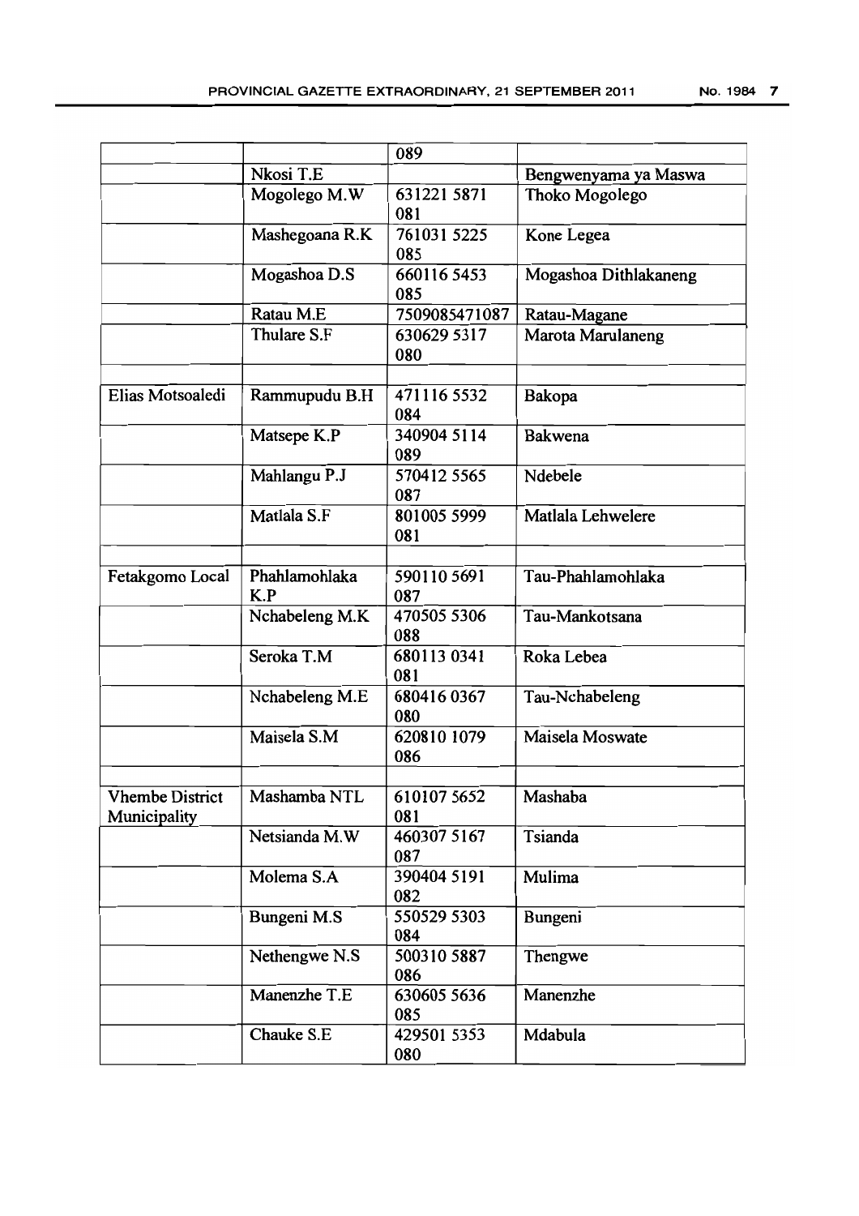| | | 089 | |
|---|---|---|---|
| | Nkosi T.E | | Bengwenyama ya Maswa |
| | Mogolego M.W | 631221 5871 081 | Thoko Mogolego |
| | Mashegoana R.K | 761031 5225 085 | Kone Legea |
| | Mogashoa D.S | 660116 5453 085 | Mogashoa Dithlakaneng |
| | Ratau M.E | 7509085471087 | Ratau-Magane |
| | Thulare S.F | 630629 5317 080 | Marota Marulaneng |
| | | | |
| Elias Motsoaledi | Rammupudu B.H | 471116 5532 084 | Bakopa |
| | Matsepe K.P | 340904 5114 089 | Bakwena |
| | Mahlangu P.J | 570412 5565 087 | Ndebele |
| | Matlala S.F | 801005 5999 081 | Matlala Lehwelere |
| | | | |
| Fetakgomo Local | Phahlamohlaka K.P | 590110 5691 087 | Tau-Phahlamohlaka |
| | Nchabeleng M.K | 470505 5306 088 | Tau-Mankotsana |
| | Seroka T.M | 680113 0341 081 | Roka Lebea |
| | Nchabeleng M.E | 680416 0367 080 | Tau-Nchabeleng |
| | Maisela S.M | 620810 1079 086 | Maisela Moswate |
| | | | |
| Vhembe District Municipality | Mashamba NTL | 610107 5652 081 | Mashaba |
| | Netsianda M.W | 460307 5167 087 | Tsianda |
| | Molema S.A | 390404 5191 082 | Mulima |
| | Bungeni M.S | 550529 5303 084 | Bungeni |
| | Nethengwe N.S | 500310 5887 086 | Thengwe |
| | Manenzhe T.E | 630605 5636 085 | Manenzhe |
| | Chauke S.E | 429501 5353 080 | Mdabula |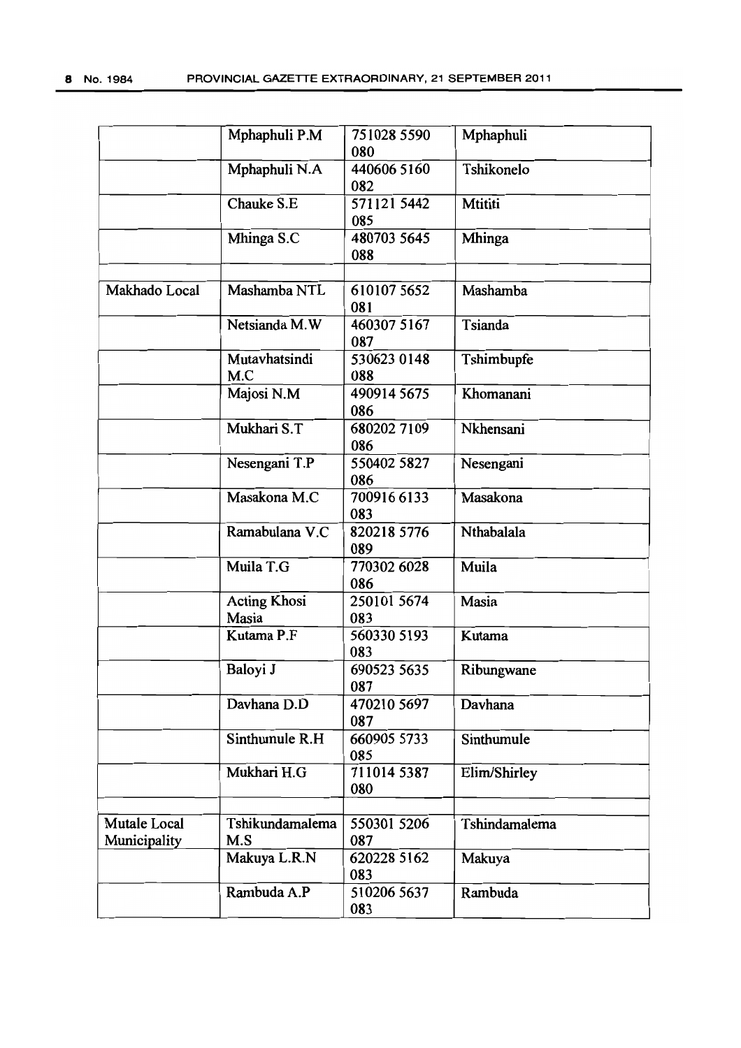| | | | |
|---|---|---|---|
| | Mphaphuli P.M | 751028 5590 080 | Mphaphuli |
| | Mphaphuli N.A | 440606 5160 082 | Tshikonelo |
| | Chauke S.E | 571121 5442 085 | Mtititi |
| | Mhinga S.C | 480703 5645 088 | Mhinga |
| | | | |
| Makhado Local | Mashamba NTL | 610107 5652 081 | Mashamba |
| | Netsianda M.W | 460307 5167 087 | Tsianda |
| | Mutavhatsindi M.C | 530623 0148 088 | Tshimbupfe |
| | Majosi N.M | 490914 5675 086 | Khomanani |
| | Mukhari S.T | 680202 7109 086 | Nkhensani |
| | Nesengani T.P | 550402 5827 086 | Nesengani |
| | Masakona M.C | 700916 6133 083 | Masakona |
| | Ramabulana V.C | 820218 5776 089 | Nthabalala |
| | Muila T.G | 770302 6028 086 | Muila |
| | Acting Khosi Masia | 250101 5674 083 | Masia |
| | Kutama P.F | 560330 5193 083 | Kutama |
| | Baloyi J | 690523 5635 087 | Ribungwane |
| | Davhana D.D | 470210 5697 087 | Davhana |
| | Sinthumule R.H | 660905 5733 085 | Sinthumule |
| | Mukhari H.G | 711014 5387 080 | Elim/Shirley |
| | | | |
| Mutale Local Municipality | Tshikundamalema M.S | 550301 5206 087 | Tshindamalema |
| | Makuya L.R.N | 620228 5162 083 | Makuya |
| | Rambuda A.P | 510206 5637 083 | Rambuda |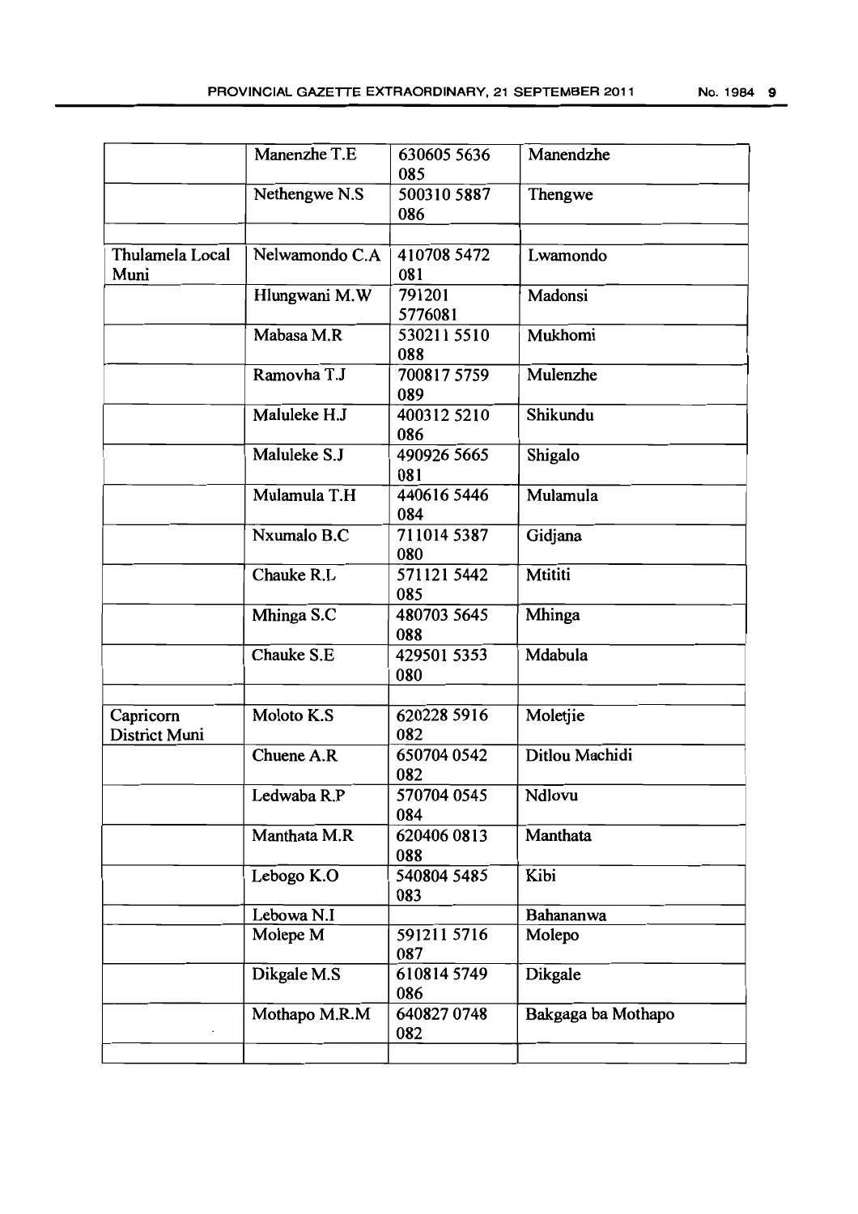| | | | |
|---|---|---|---|
| | Manenzhe T.E | 630605 5636 085 | Manendzhe |
| | Nethengwe N.S | 500310 5887 086 | Thengwe |
| | | | |
| Thulamela Local Muni | Nelwamondo C.A | 410708 5472 081 | Lwamondo |
| | Hlungwani M.W | 791201 5776081 | Madonsi |
| | Mabasa M.R | 530211 5510 088 | Mukhomi |
| | Ramovha T.J | 700817 5759 089 | Mulenzhe |
| | Maluleke H.J | 400312 5210 086 | Shikundu |
| | Maluleke S.J | 490926 5665 081 | Shigalo |
| | Mulamula T.H | 440616 5446 084 | Mulamula |
| | Nxumalo B.C | 711014 5387 080 | Gidjana |
| | Chauke R.L | 571121 5442 085 | Mtititi |
| | Mhinga S.C | 480703 5645 088 | Mhinga |
| | Chauke S.E | 429501 5353 080 | Mdabula |
| | | | |
| Capricorn District Muni | Moloto K.S | 620228 5916 082 | Moletjie |
| | Chuene A.R | 650704 0542 082 | Ditlou Machidi |
| | Ledwaba R.P | 570704 0545 084 | Ndlovu |
| | Manthata M.R | 620406 0813 088 | Manthata |
| | Lebogo K.O | 540804 5485 083 | Kibi |
| | Lebowa N.I | | Bahananwa |
| | Molepe M | 591211 5716 087 | Molepo |
| | Dikgale M.S | 610814 5749 086 | Dikgale |
| | Mothapo M.R.M | 640827 0748 082 | Bakgaga ba Mothapo |
| | | | |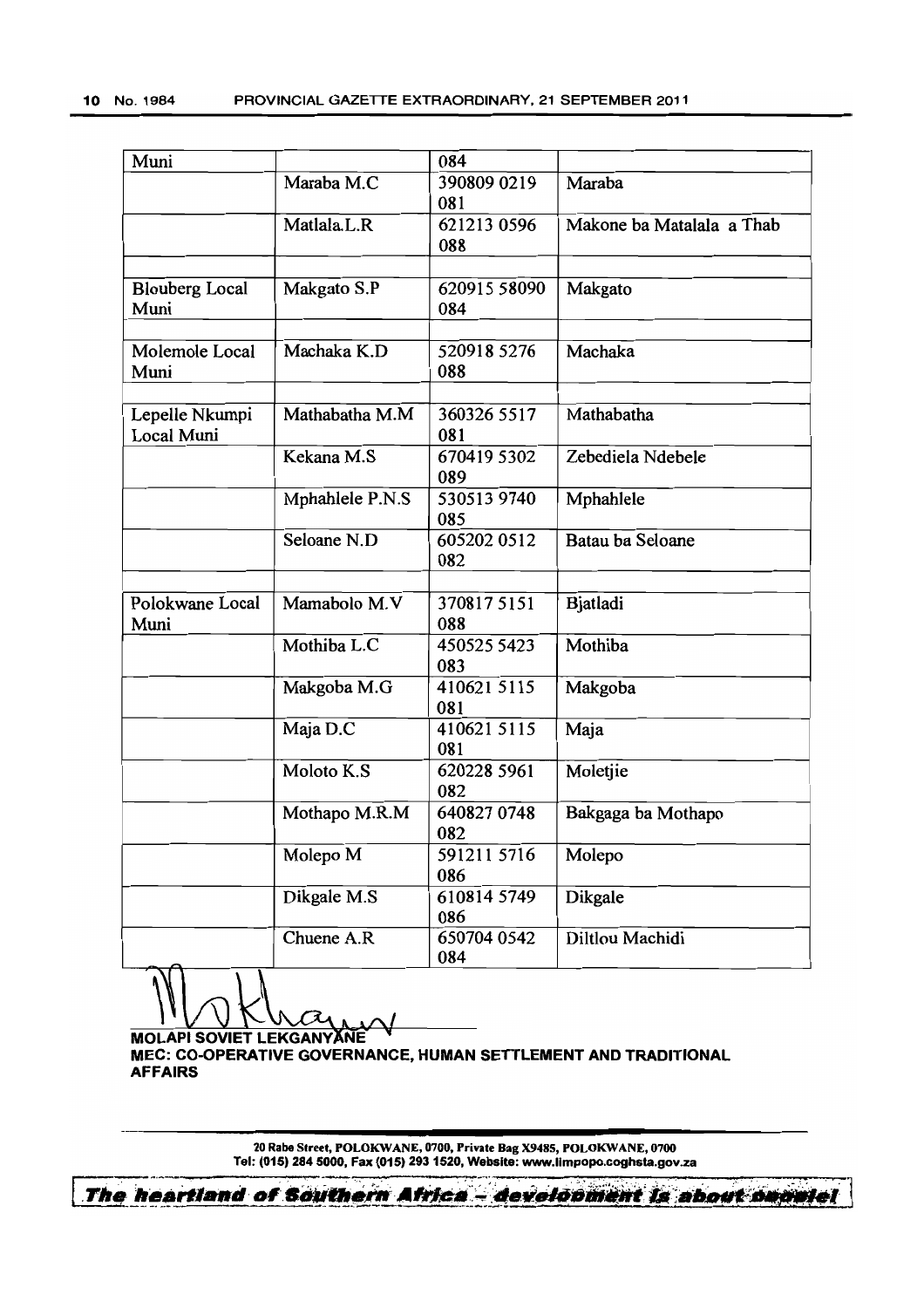| | | | |
|---|---|---|---|
| Muni | | 084 | |
| | Maraba M.C | 390809 0219 081 | Maraba |
| | Matlala.L.R | 621213 0596 088 | Makone ba Matalala a Thab |
| | | | |
| Blouberg Local Muni | Makgato S.P | 620915 58090 084 | Makgato |
| | | | |
| Molemole Local Muni | Machaka K.D | 520918 5276 088 | Machaka |
| | | | |
| Lepelle Nkumpi Local Muni | Mathabatha M.M | 360326 5517 081 | Mathabatha |
| | Kekana M.S | 670419 5302 089 | Zebediela Ndebele |
| | Mphahlele P.N.S | 530513 9740 085 | Mphahlele |
| | Seloane N.D | 605202 0512 082 | Batau ba Seloane |
| | | | |
| Polokwane Local Muni | Mamabolo M.V | 370817 5151 088 | Bjatladi |
| | Mothiba L.C | 450525 5423 083 | Mothiba |
| | Makgoba M.G | 410621 5115 081 | Makgoba |
| | Maja D.C | 410621 5115 081 | Maja |
| | Moloto K.S | 620228 5961 082 | Moletjie |
| | Mothapo M.R.M | 640827 0748 082 | Bakgaga ba Mothapo |
| | Molepo M | 591211 5716 086 | Molepo |
| | Dikgale M.S | 610814 5749 086 | Dikgale |
| | Chuene A.R | 650704 0542 084 | Diltlou Machidi |

**MOLAPI SOVIET LEKGANYANE**
**MEC: CO-OPERATIVE GOVERNANCE, HUMAN SETTLEMENT AND TRADITIONAL AFFAIRS**

20 Rabe Street, POLOKWANE, 0700, Private Bag X9485, POLOKWANE, 0700
Tel: (015) 284 5000, Fax (015) 293 1520, Website: www.limpopo.coghsta.gov.za

*The heartland of Southern Africa – development is about people!*